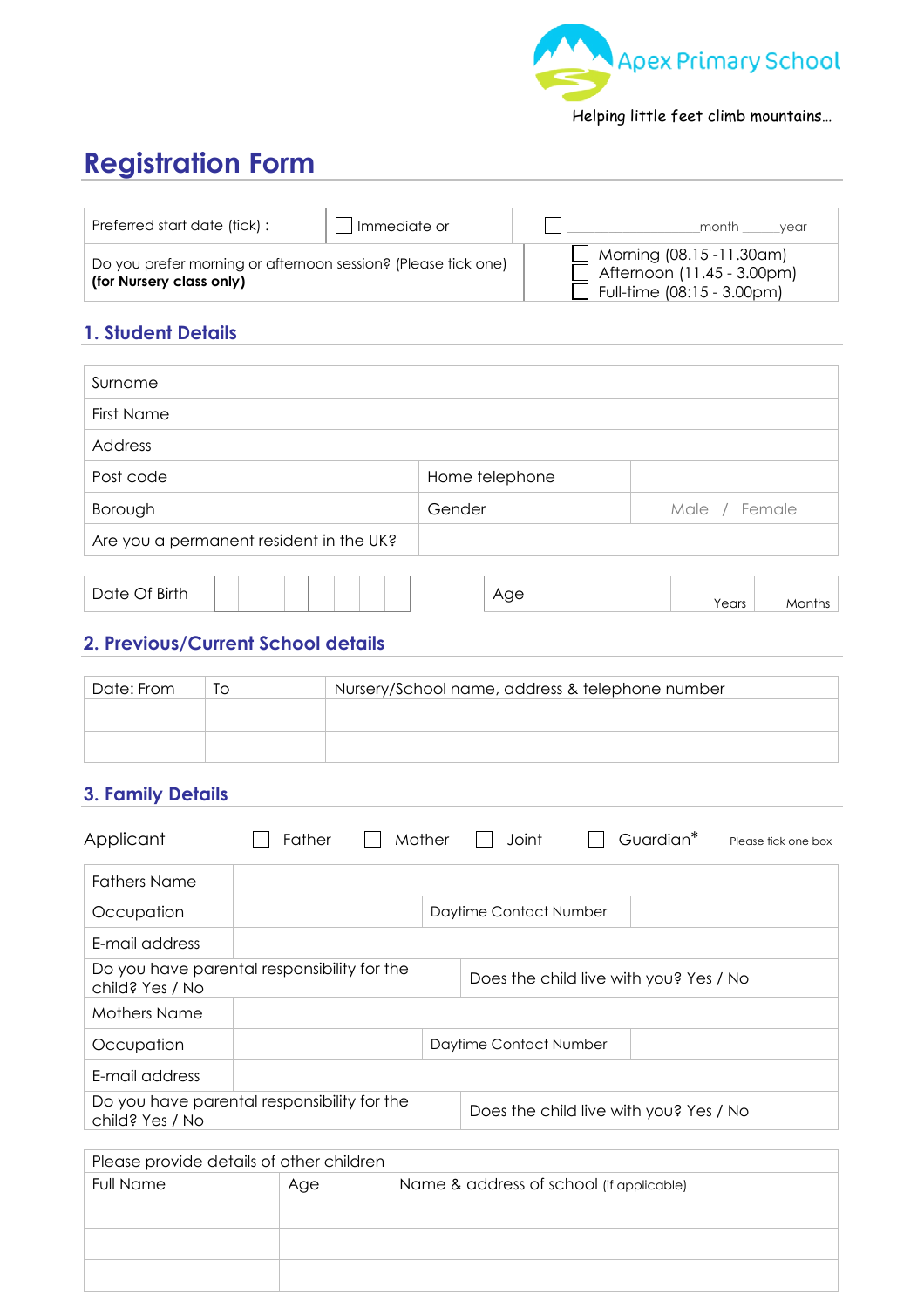Apex Primary School

Helping little feet climb mountains…

# Registration Form

| Preferred start date (tick) : | ☐ Immediate or | ☐ ____________month _____year |
|---|---|---|
| Do you prefer morning or afternoon session? (Please tick one) **(for Nursery class only)** | | ☐ Morning (08.15 -11.30am)<br>☐ Afternoon (11.45 - 3.00pm)<br>☐ Full-time (08:15 - 3.00pm) |

## 1. Student Details

| Surname | | | |
|---|---|---|---|
| First Name | | | |
| Address | | | |
| Post code | | Home telephone | |
| Borough | | Gender | Male / Female |
| Are you a permanent resident in the UK? | | | |

| Date Of Birth | | | | | | | | | | Age | Years | Months |
|---|---|---|---|---|---|---|---|---|---|---|---|---|

## 2. Previous/Current School details

| Date: From | To | Nursery/School name, address & telephone number |
|---|---|---|
| | | |
| | | |

## 3. Family Details

Applicant ☐ Father ☐ Mother ☐ Joint ☐ Guardian* Please tick one box

| Fathers Name | | | |
|---|---|---|---|
| Occupation | | Daytime Contact Number | |
| E-mail address | | | |
| Do you have parental responsibility for the child? Yes / No | | Does the child live with you? Yes / No | |
| Mothers Name | | | |
| Occupation | | Daytime Contact Number | |
| E-mail address | | | |
| Do you have parental responsibility for the child? Yes / No | | Does the child live with you? Yes / No | |

| Please provide details of other children | | |
|---|---|---|
| Full Name | Age | Name & address of school (if applicable) |
| | | |
| | | |
| | | |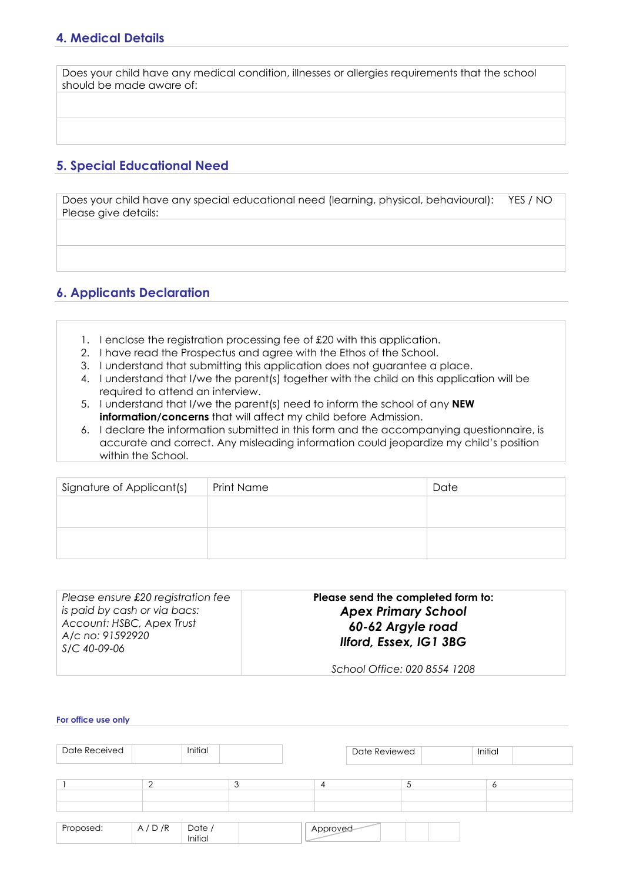## 4. Medical Details

| Does your child have any medical condition, illnesses or allergies requirements that the school should be made aware of: |
|---|
| |
| |

## 5. Special Educational Need

| Does your child have any special educational need (learning, physical, behavioural): YES / NO<br>Please give details: |
|---|
| |
| |

## 6. Applicants Declaration

1. I enclose the registration processing fee of £20 with this application.
2. I have read the Prospectus and agree with the Ethos of the School.
3. I understand that submitting this application does not guarantee a place.
4. I understand that I/we the parent(s) together with the child on this application will be required to attend an interview.
5. I understand that I/we the parent(s) need to inform the school of any **NEW information/concerns** that will affect my child before Admission.
6. I declare the information submitted in this form and the accompanying questionnaire, is accurate and correct. Any misleading information could jeopardize my child's position within the School.

| Signature of Applicant(s) | Print Name | Date |
|---|---|---|
| | | |
| | | |

| *Please ensure £20 registration fee is paid by cash or via bacs:*<br>*Account: HSBC, Apex Trust*<br>*A/c no: 91592920*<br>*S/C 40-09-06* | **Please send the completed form to:**<br>***Apex Primary School***<br>***60-62 Argyle road***<br>***Ilford, Essex, IG1 3BG***<br><br>*School Office: 020 8554 1208* |
|---|---|

**For office use only**

| Date Received | | Initial | | | Date Reviewed | | Initial | |
|---|---|---|---|---|---|---|---|---|

| 1 | 2 | 3 | 4 | 5 | 6 |
|---|---|---|---|---|---|
| | | | | | |
| | | | | | |

| Proposed: | A / D /R | Date / Initial | | Approved | | | |
|---|---|---|---|---|---|---|---|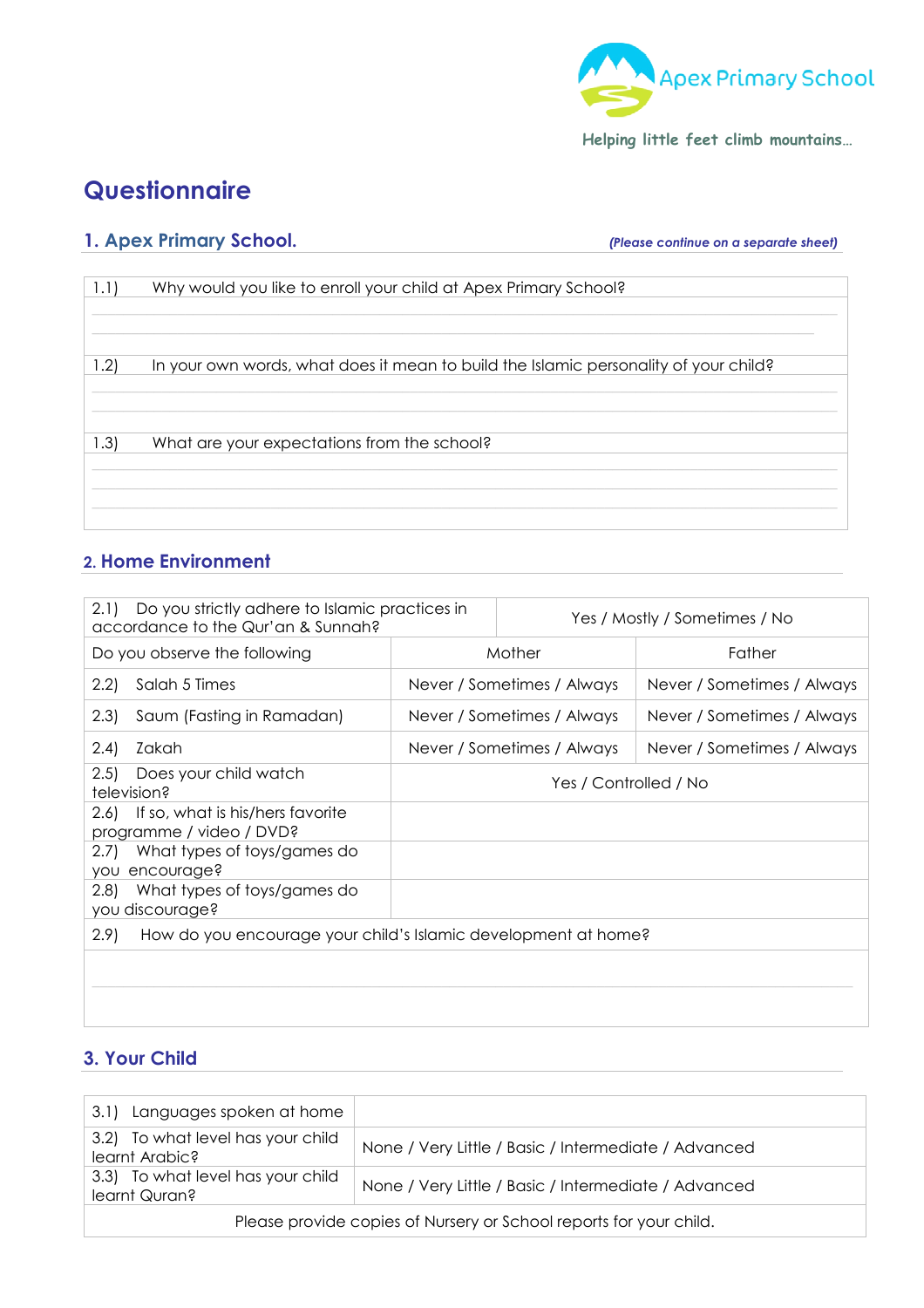Apex Primary School

Helping little feet climb mountains…

# Questionnaire

## 1. Apex Primary School.

*(Please continue on a separate sheet)*

| 1.1) Why would you like to enroll your child at Apex Primary School? |
|---|
| |
| 1.2) In your own words, what does it mean to build the Islamic personality of your child? |
| |
| 1.3) What are your expectations from the school? |
| |

## 2. Home Environment

| 2.1) Do you strictly adhere to Islamic practices in accordance to the Qur'an & Sunnah? | Yes / Mostly / Sometimes / No | |
|---|---|---|
| Do you observe the following | Mother | Father |
| 2.2) Salah 5 Times | Never / Sometimes / Always | Never / Sometimes / Always |
| 2.3) Saum (Fasting in Ramadan) | Never / Sometimes / Always | Never / Sometimes / Always |
| 2.4) Zakah | Never / Sometimes / Always | Never / Sometimes / Always |
| 2.5) Does your child watch television? | Yes / Controlled / No | |
| 2.6) If so, what is his/hers favorite programme / video / DVD? | | |
| 2.7) What types of toys/games do you encourage? | | |
| 2.8) What types of toys/games do you discourage? | | |
| 2.9) How do you encourage your child's Islamic development at home? | | |
| | | |

## 3. Your Child

| 3.1) Languages spoken at home | |
|---|---|
| 3.2) To what level has your child learnt Arabic? | None / Very Little / Basic / Intermediate / Advanced |
| 3.3) To what level has your child learnt Quran? | None / Very Little / Basic / Intermediate / Advanced |
| Please provide copies of Nursery or School reports for your child. | |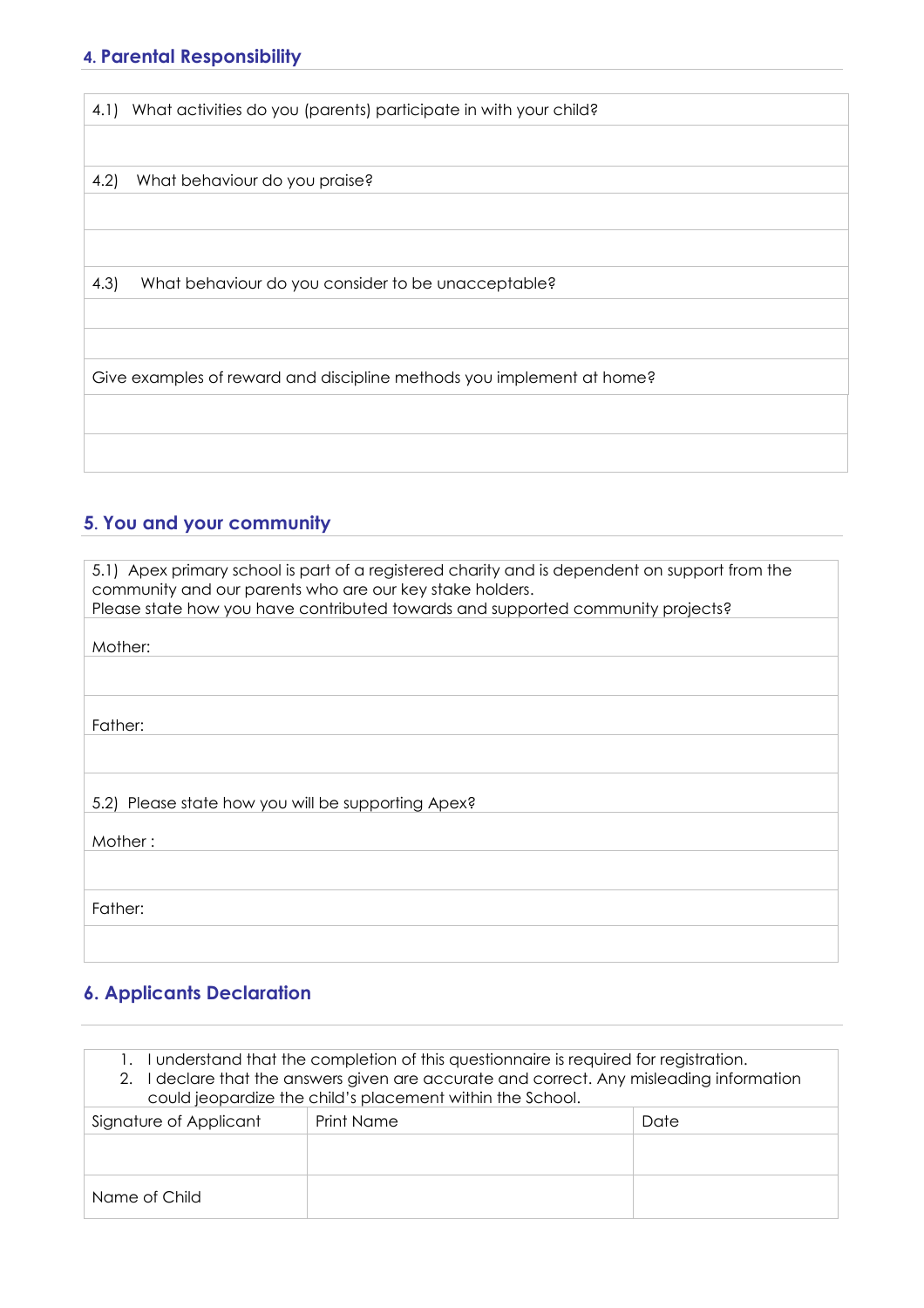## 4. Parental Responsibility

| |
|---|
| 4.1) What activities do you (parents) participate in with your child? |
| |
| 4.2) What behaviour do you praise? |
| |
| |
| 4.3) What behaviour do you consider to be unacceptable? |
| |
| |
| Give examples of reward and discipline methods you implement at home? |
| |
| |

## 5. You and your community

| |
|---|
| 5.1) Apex primary school is part of a registered charity and is dependent on support from the community and our parents who are our key stake holders.<br>Please state how you have contributed towards and supported community projects? |
| Mother: |
| |
| Father: |
| |
| 5.2) Please state how you will be supporting Apex? |
| Mother : |
| |
| Father: |
| |

## 6. Applicants Declaration

1. I understand that the completion of this questionnaire is required for registration.
2. I declare that the answers given are accurate and correct. Any misleading information could jeopardize the child's placement within the School.

| Signature of Applicant | Print Name | Date |
|---|---|---|
| | | |
| Name of Child | | |